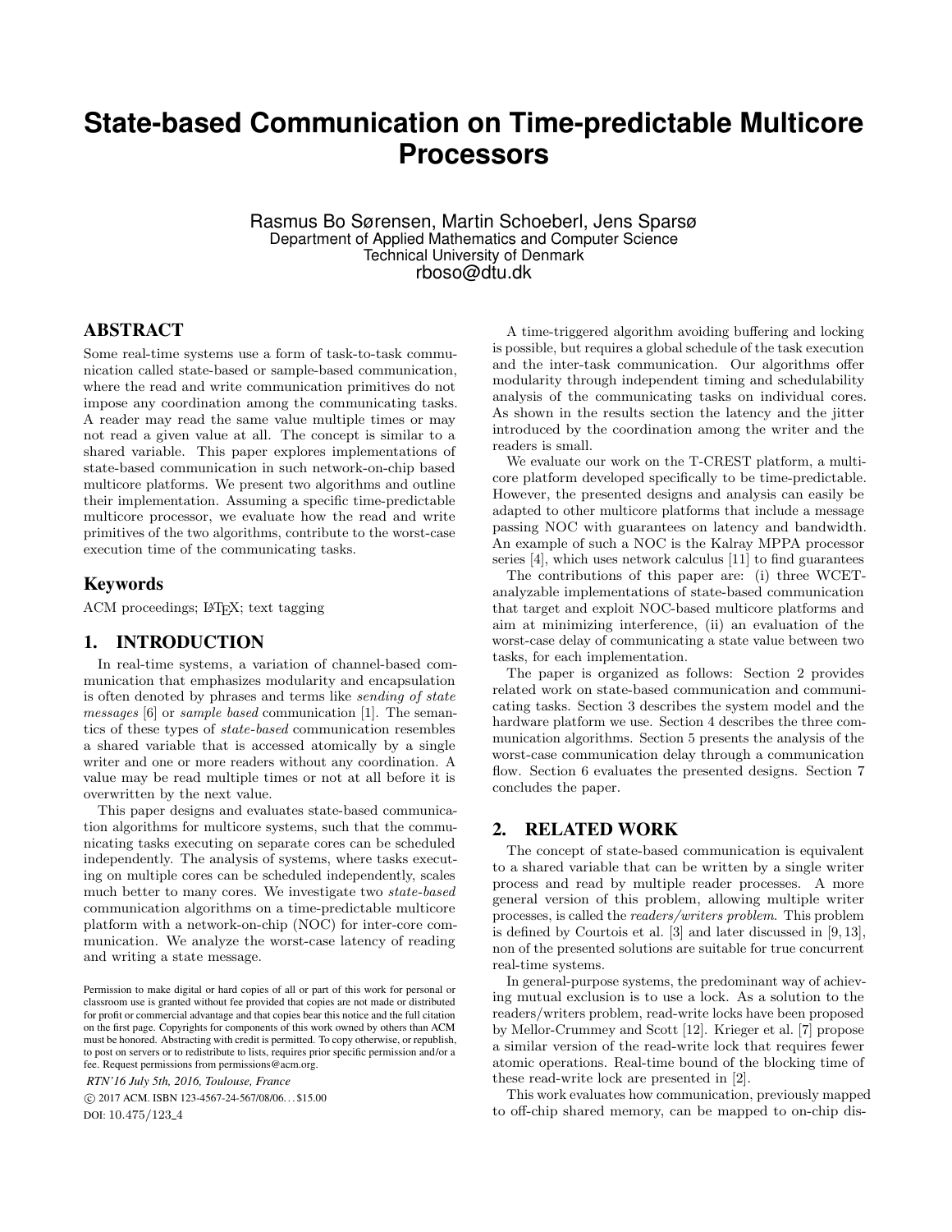# State-based Communication on Time-predictable Multicore Processors

Rasmus Bo Sørensen, Martin Schoeberl, Jens Sparsø
Department of Applied Mathematics and Computer Science
Technical University of Denmark
rboso@dtu.dk

## ABSTRACT

Some real-time systems use a form of task-to-task communication called state-based or sample-based communication, where the read and write communication primitives do not impose any coordination among the communicating tasks. A reader may read the same value multiple times or may not read a given value at all. The concept is similar to a shared variable. This paper explores implementations of state-based communication in such network-on-chip based multicore platforms. We present two algorithms and outline their implementation. Assuming a specific time-predictable multicore processor, we evaluate how the read and write primitives of the two algorithms, contribute to the worst-case execution time of the communicating tasks.

### Keywords

ACM proceedings; LaTeX; text tagging

## 1. INTRODUCTION

In real-time systems, a variation of channel-based communication that emphasizes modularity and encapsulation is often denoted by phrases and terms like *sending of state messages* [6] or *sample based* communication [1]. The semantics of these types of *state-based* communication resembles a shared variable that is accessed atomically by a single writer and one or more readers without any coordination. A value may be read multiple times or not at all before it is overwritten by the next value.

This paper designs and evaluates state-based communication algorithms for multicore systems, such that the communicating tasks executing on separate cores can be scheduled independently. The analysis of systems, where tasks executing on multiple cores can be scheduled independently, scales much better to many cores. We investigate two *state-based* communication algorithms on a time-predictable multicore platform with a network-on-chip (NOC) for inter-core communication. We analyze the worst-case latency of reading and writing a state message.

Permission to make digital or hard copies of all or part of this work for personal or classroom use is granted without fee provided that copies are not made or distributed for profit or commercial advantage and that copies bear this notice and the full citation on the first page. Copyrights for components of this work owned by others than ACM must be honored. Abstracting with credit is permitted. To copy otherwise, or republish, to post on servers or to redistribute to lists, requires prior specific permission and/or a fee. Request permissions from permissions@acm.org.

*RTN'16 July 5th, 2016, Toulouse, France*

© 2017 ACM. ISBN 123-4567-24-567/08/06...$15.00

DOI: 10.475/123_4

A time-triggered algorithm avoiding buffering and locking is possible, but requires a global schedule of the task execution and the inter-task communication. Our algorithms offer modularity through independent timing and schedulability analysis of the communicating tasks on individual cores. As shown in the results section the latency and the jitter introduced by the coordination among the writer and the readers is small.

We evaluate our work on the T-CREST platform, a multicore platform developed specifically to be time-predictable. However, the presented designs and analysis can easily be adapted to other multicore platforms that include a message passing NOC with guarantees on latency and bandwidth. An example of such a NOC is the Kalray MPPA processor series [4], which uses network calculus [11] to find guarantees

The contributions of this paper are: (i) three WCET-analyzable implementations of state-based communication that target and exploit NOC-based multicore platforms and aim at minimizing interference, (ii) an evaluation of the worst-case delay of communicating a state value between two tasks, for each implementation.

The paper is organized as follows: Section 2 provides related work on state-based communication and communicating tasks. Section 3 describes the system model and the hardware platform we use. Section 4 describes the three communication algorithms. Section 5 presents the analysis of the worst-case communication delay through a communication flow. Section 6 evaluates the presented designs. Section 7 concludes the paper.

## 2. RELATED WORK

The concept of state-based communication is equivalent to a shared variable that can be written by a single writer process and read by multiple reader processes. A more general version of this problem, allowing multiple writer processes, is called the *readers/writers problem*. This problem is defined by Courtois et al. [3] and later discussed in [9, 13], non of the presented solutions are suitable for true concurrent real-time systems.

In general-purpose systems, the predominant way of achieving mutual exclusion is to use a lock. As a solution to the readers/writers problem, read-write locks have been proposed by Mellor-Crummey and Scott [12]. Krieger et al. [7] propose a similar version of the read-write lock that requires fewer atomic operations. Real-time bound of the blocking time of these read-write lock are presented in [2].

This work evaluates how communication, previously mapped to off-chip shared memory, can be mapped to on-chip dis-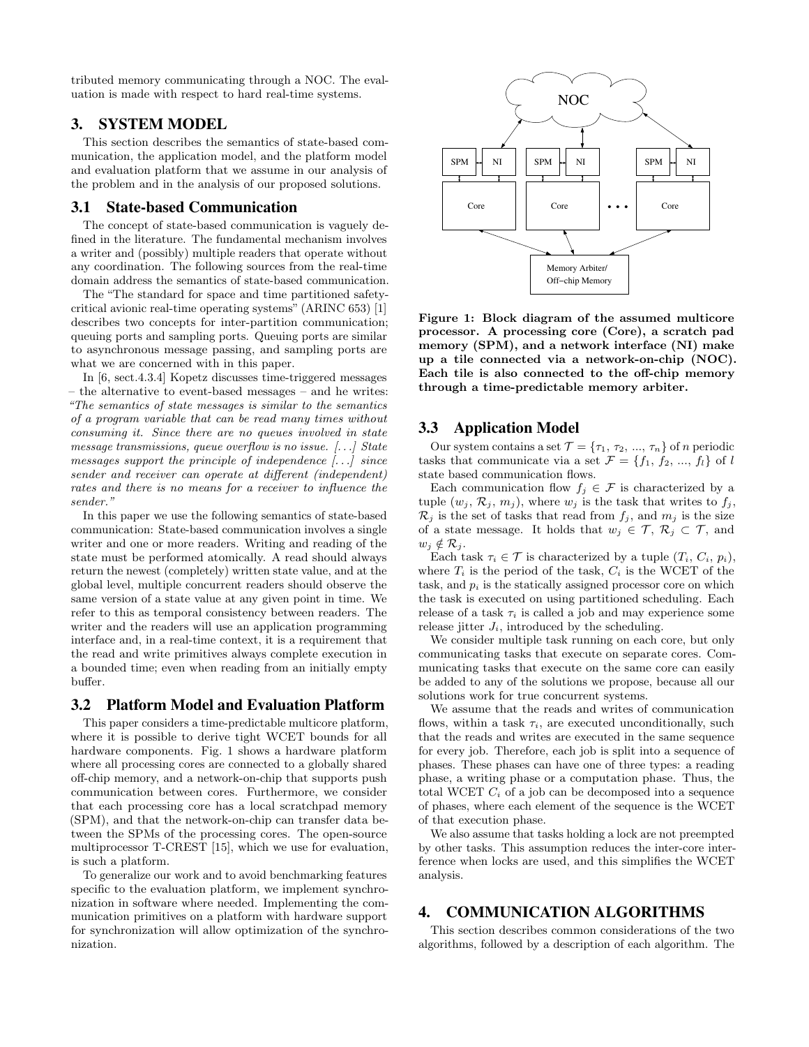tributed memory communicating through a NOC. The evaluation is made with respect to hard real-time systems.

## 3. SYSTEM MODEL

This section describes the semantics of state-based communication, the application model, and the platform model and evaluation platform that we assume in our analysis of the problem and in the analysis of our proposed solutions.

### 3.1 State-based Communication

The concept of state-based communication is vaguely defined in the literature. The fundamental mechanism involves a writer and (possibly) multiple readers that operate without any coordination. The following sources from the real-time domain address the semantics of state-based communication.

The "The standard for space and time partitioned safety-critical avionic real-time operating systems" (ARINC 653) [1] describes two concepts for inter-partition communication; queuing ports and sampling ports. Queuing ports are similar to asynchronous message passing, and sampling ports are what we are concerned with in this paper.

In [6, sect.4.3.4] Kopetz discusses time-triggered messages – the alternative to event-based messages – and he writes: *"The semantics of state messages is similar to the semantics of a program variable that can be read many times without consuming it. Since there are no queues involved in state message transmissions, queue overflow is no issue. [...] State messages support the principle of independence [...] since sender and receiver can operate at different (independent) rates and there is no means for a receiver to influence the sender."*

In this paper we use the following semantics of state-based communication: State-based communication involves a single writer and one or more readers. Writing and reading of the state must be performed atomically. A read should always return the newest (completely) written state value, and at the global level, multiple concurrent readers should observe the same version of a state value at any given point in time. We refer to this as temporal consistency between readers. The writer and the readers will use an application programming interface and, in a real-time context, it is a requirement that the read and write primitives always complete execution in a bounded time; even when reading from an initially empty buffer.

### 3.2 Platform Model and Evaluation Platform

This paper considers a time-predictable multicore platform, where it is possible to derive tight WCET bounds for all hardware components. Fig. 1 shows a hardware platform where all processing cores are connected to a globally shared off-chip memory, and a network-on-chip that supports push communication between cores. Furthermore, we consider that each processing core has a local scratchpad memory (SPM), and that the network-on-chip can transfer data between the SPMs of the processing cores. The open-source multiprocessor T-CREST [15], which we use for evaluation, is such a platform.

To generalize our work and to avoid benchmarking features specific to the evaluation platform, we implement synchronization in software where needed. Implementing the communication primitives on a platform with hardware support for synchronization will allow optimization of the synchronization.

**Figure 1: Block diagram of the assumed multicore processor. A processing core (Core), a scratch pad memory (SPM), and a network interface (NI) make up a tile connected via a network-on-chip (NOC). Each tile is also connected to the off-chip memory through a time-predictable memory arbiter.**

### 3.3 Application Model

Our system contains a set $\mathcal{T} = \{\tau_1, \tau_2, ..., \tau_n\}$ of $n$ periodic tasks that communicate via a set $\mathcal{F} = \{f_1, f_2, ..., f_l\}$ of $l$ state based communication flows.

Each communication flow $f_j \in \mathcal{F}$ is characterized by a tuple $(w_j, \mathcal{R}_j, m_j)$, where $w_j$ is the task that writes to $f_j$, $\mathcal{R}_j$ is the set of tasks that read from $f_j$, and $m_j$ is the size of a state message. It holds that $w_j \in \mathcal{T}$, $\mathcal{R}_j \subset \mathcal{T}$, and $w_j \notin \mathcal{R}_j$.

Each task $\tau_i \in \mathcal{T}$ is characterized by a tuple $(T_i, C_i, p_i)$, where $T_i$ is the period of the task, $C_i$ is the WCET of the task, and $p_i$ is the statically assigned processor core on which the task is executed on using partitioned scheduling. Each release of a task $\tau_i$ is called a job and may experience some release jitter $J_i$, introduced by the scheduling.

We consider multiple task running on each core, but only communicating tasks that execute on separate cores. Communicating tasks that execute on the same core can easily be added to any of the solutions we propose, because all our solutions work for true concurrent systems.

We assume that the reads and writes of communication flows, within a task $\tau_i$, are executed unconditionally, such that the reads and writes are executed in the same sequence for every job. Therefore, each job is split into a sequence of phases. These phases can have one of three types: a reading phase, a writing phase or a computation phase. Thus, the total WCET $C_i$ of a job can be decomposed into a sequence of phases, where each element of the sequence is the WCET of that execution phase.

We also assume that tasks holding a lock are not preempted by other tasks. This assumption reduces the inter-core interference when locks are used, and this simplifies the WCET analysis.

## 4. COMMUNICATION ALGORITHMS

This section describes common considerations of the two algorithms, followed by a description of each algorithm. The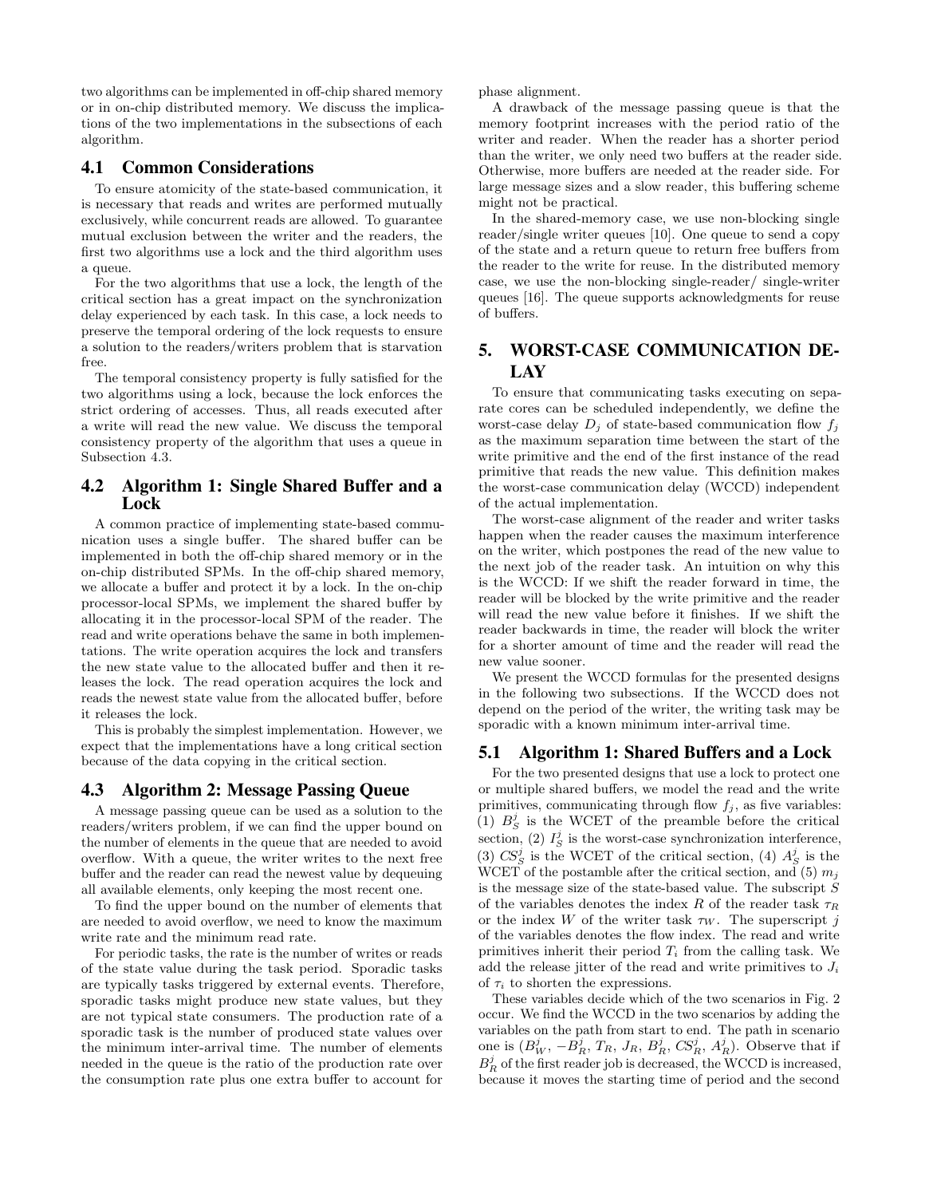two algorithms can be implemented in off-chip shared memory or in on-chip distributed memory. We discuss the implications of the two implementations in the subsections of each algorithm.

## 4.1 Common Considerations

To ensure atomicity of the state-based communication, it is necessary that reads and writes are performed mutually exclusively, while concurrent reads are allowed. To guarantee mutual exclusion between the writer and the readers, the first two algorithms use a lock and the third algorithm uses a queue.

For the two algorithms that use a lock, the length of the critical section has a great impact on the synchronization delay experienced by each task. In this case, a lock needs to preserve the temporal ordering of the lock requests to ensure a solution to the readers/writers problem that is starvation free.

The temporal consistency property is fully satisfied for the two algorithms using a lock, because the lock enforces the strict ordering of accesses. Thus, all reads executed after a write will read the new value. We discuss the temporal consistency property of the algorithm that uses a queue in Subsection 4.3.

## 4.2 Algorithm 1: Single Shared Buffer and a Lock

A common practice of implementing state-based communication uses a single buffer. The shared buffer can be implemented in both the off-chip shared memory or in the on-chip distributed SPMs. In the off-chip shared memory, we allocate a buffer and protect it by a lock. In the on-chip processor-local SPMs, we implement the shared buffer by allocating it in the processor-local SPM of the reader. The read and write operations behave the same in both implementations. The write operation acquires the lock and transfers the new state value to the allocated buffer and then it releases the lock. The read operation acquires the lock and reads the newest state value from the allocated buffer, before it releases the lock.

This is probably the simplest implementation. However, we expect that the implementations have a long critical section because of the data copying in the critical section.

## 4.3 Algorithm 2: Message Passing Queue

A message passing queue can be used as a solution to the readers/writers problem, if we can find the upper bound on the number of elements in the queue that are needed to avoid overflow. With a queue, the writer writes to the next free buffer and the reader can read the newest value by dequeuing all available elements, only keeping the most recent one.

To find the upper bound on the number of elements that are needed to avoid overflow, we need to know the maximum write rate and the minimum read rate.

For periodic tasks, the rate is the number of writes or reads of the state value during the task period. Sporadic tasks are typically tasks triggered by external events. Therefore, sporadic tasks might produce new state values, but they are not typical state consumers. The production rate of a sporadic task is the number of produced state values over the minimum inter-arrival time. The number of elements needed in the queue is the ratio of the production rate over the consumption rate plus one extra buffer to account for phase alignment.

A drawback of the message passing queue is that the memory footprint increases with the period ratio of the writer and reader. When the reader has a shorter period than the writer, we only need two buffers at the reader side. Otherwise, more buffers are needed at the reader side. For large message sizes and a slow reader, this buffering scheme might not be practical.

In the shared-memory case, we use non-blocking single reader/single writer queues [10]. One queue to send a copy of the state and a return queue to return free buffers from the reader to the write for reuse. In the distributed memory case, we use the non-blocking single-reader/ single-writer queues [16]. The queue supports acknowledgments for reuse of buffers.

# 5. WORST-CASE COMMUNICATION DELAY

To ensure that communicating tasks executing on separate cores can be scheduled independently, we define the worst-case delay $D_j$ of state-based communication flow $f_j$ as the maximum separation time between the start of the write primitive and the end of the first instance of the read primitive that reads the new value. This definition makes the worst-case communication delay (WCCD) independent of the actual implementation.

The worst-case alignment of the reader and writer tasks happen when the reader causes the maximum interference on the writer, which postpones the read of the new value to the next job of the reader task. An intuition on why this is the WCCD: If we shift the reader forward in time, the reader will be blocked by the write primitive and the reader will read the new value before it finishes. If we shift the reader backwards in time, the reader will block the writer for a shorter amount of time and the reader will read the new value sooner.

We present the WCCD formulas for the presented designs in the following two subsections. If the WCCD does not depend on the period of the writer, the writing task may be sporadic with a known minimum inter-arrival time.

## 5.1 Algorithm 1: Shared Buffers and a Lock

For the two presented designs that use a lock to protect one or multiple shared buffers, we model the read and the write primitives, communicating through flow $f_j$, as five variables: (1) $B_S^j$ is the WCET of the preamble before the critical section, (2) $I_S^j$ is the worst-case synchronization interference, (3) $CS_S^j$ is the WCET of the critical section, (4) $A_S^j$ is the WCET of the postamble after the critical section, and (5) $m_j$ is the message size of the state-based value. The subscript $S$ of the variables denotes the index $R$ of the reader task $\tau_R$ or the index $W$ of the writer task $\tau_W$. The superscript $j$ of the variables denotes the flow index. The read and write primitives inherit their period $T_i$ from the calling task. We add the release jitter of the read and write primitives to $J_i$ of $\tau_i$ to shorten the expressions.

These variables decide which of the two scenarios in Fig. 2 occur. We find the WCCD in the two scenarios by adding the variables on the path from start to end. The path in scenario one is ($B_W^j$, $-B_R^j$, $T_R$, $J_R$, $B_R^j$, $CS_R^j$, $A_R^j$). Observe that if $B_R^j$ of the first reader job is decreased, the WCCD is increased, because it moves the starting time of period and the second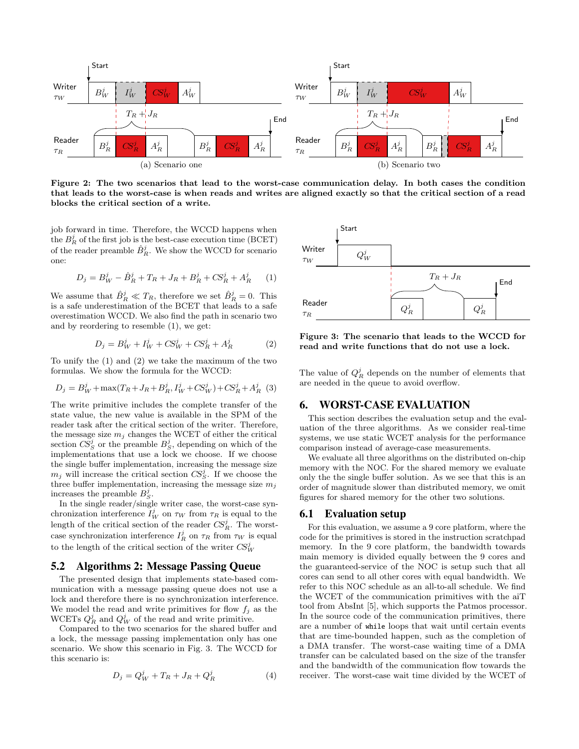Figure 2: The two scenarios that lead to the worst-case communication delay. In both cases the condition that leads to the worst-case is when reads and writes are aligned exactly so that the critical section of a read blocks the critical section of a write.

job forward in time. Therefore, the WCCD happens when the $B_R^j$ of the first job is the best-case execution time (BCET) of the reader preamble $\hat{B}_R^j$. We show the WCCD for scenario one:

$$D_j = B_W^j - \hat{B}_R^j + T_R + J_R + B_R^j + CS_R^j + A_R^j \quad (1)$$

We assume that $\hat{B}_R^j \ll T_R$, therefore we set $\hat{B}_R^j = 0$. This is a safe underestimation of the BCET that leads to a safe overestimation WCCD. We also find the path in scenario two and by reordering to resemble (1), we get:

$$D_j = B_W^j + I_W^j + CS_W^j + CS_R^j + A_R^j \quad (2)$$

To unify the (1) and (2) we take the maximum of the two formulas. We show the formula for the WCCD:

$$D_j = B_W^j + \max(T_R + J_R + B_R^j, I_W^j + CS_W^j) + CS_R^j + A_R^j \quad (3)$$

The write primitive includes the complete transfer of the state value, the new value is available in the SPM of the reader task after the critical section of the writer. Therefore, the message size $m_j$ changes the WCET of either the critical section $CS_S^j$ or the preamble $B_S^j$, depending on which of the implementations that use a lock we choose. If we choose the single buffer implementation, increasing the message size $m_j$ will increase the critical section $CS_S^j$. If we choose the three buffer implementation, increasing the message size $m_j$ increases the preamble $B_S^j$.

In the single reader/single writer case, the worst-case synchronization interference $I_W^j$ on $\tau_W$ from $\tau_R$ is equal to the length of the critical section of the reader $CS_R^j$. The worst-case synchronization interference $I_R^j$ on $\tau_R$ from $\tau_W$ is equal to the length of the critical section of the writer $CS_W^j$

## 5.2 Algorithms 2: Message Passing Queue

The presented design that implements state-based communication with a message passing queue does not use a lock and therefore there is no synchronization interference. We model the read and write primitives for flow $f_j$ as the WCETs $Q_R^j$ and $Q_W^j$ of the read and write primitive.

Compared to the two scenarios for the shared buffer and a lock, the message passing implementation only has one scenario. We show this scenario in Fig. 3. The WCCD for this scenario is:

$$D_j = Q_W^j + T_R + J_R + Q_R^j \quad (4)$$

Figure 3: The scenario that leads to the WCCD for read and write functions that do not use a lock.

The value of $Q_R^j$ depends on the number of elements that are needed in the queue to avoid overflow.

# 6. WORST-CASE EVALUATION

This section describes the evaluation setup and the evaluation of the three algorithms. As we consider real-time systems, we use static WCET analysis for the performance comparison instead of average-case measurements.

We evaluate all three algorithms on the distributed on-chip memory with the NOC. For the shared memory we evaluate only the the single buffer solution. As we see that this is an order of magnitude slower than distributed memory, we omit figures for shared memory for the other two solutions.

## 6.1 Evaluation setup

For this evaluation, we assume a 9 core platform, where the code for the primitives is stored in the instruction scratchpad memory. In the 9 core platform, the bandwidth towards main memory is divided equally between the 9 cores and the guaranteed-service of the NOC is setup such that all cores can send to all other cores with equal bandwidth. We refer to this NOC schedule as an all-to-all schedule. We find the WCET of the communication primitives with the aiT tool from AbsInt [5], which supports the Patmos processor. In the source code of the communication primitives, there are a number of `while` loops that wait until certain events that are time-bounded happen, such as the completion of a DMA transfer. The worst-case waiting time of a DMA transfer can be calculated based on the size of the transfer and the bandwidth of the communication flow towards the receiver. The worst-case wait time divided by the WCET of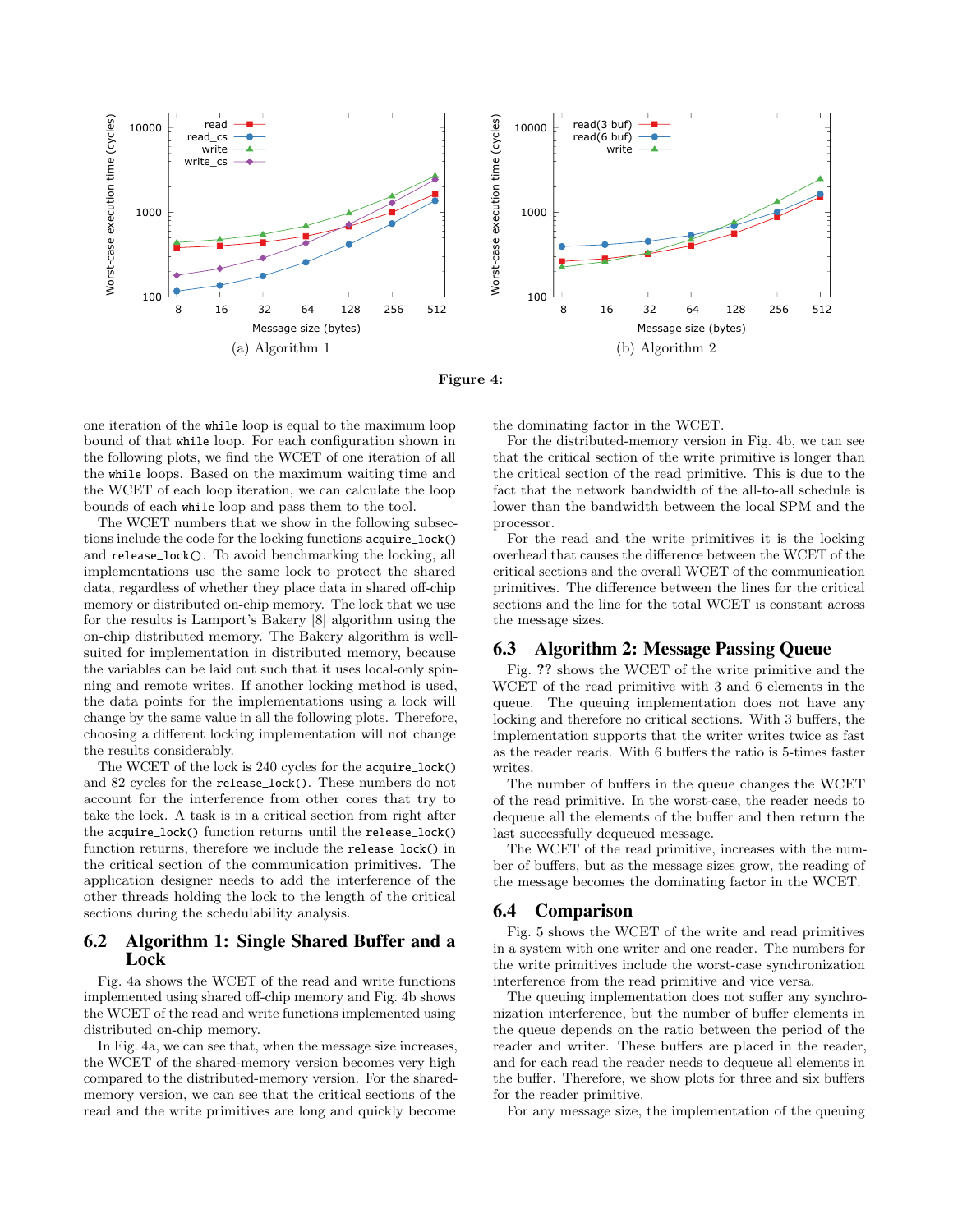(a) Algorithm 1

(b) Algorithm 2

**Figure 4:**

one iteration of the `while` loop is equal to the maximum loop bound of that `while` loop. For each configuration shown in the following plots, we find the WCET of one iteration of all the `while` loops. Based on the maximum waiting time and the WCET of each loop iteration, we can calculate the loop bounds of each `while` loop and pass them to the tool.

The WCET numbers that we show in the following subsections include the code for the locking functions `acquire_lock()` and `release_lock()`. To avoid benchmarking the locking, all implementations use the same lock to protect the shared data, regardless of whether they place data in shared off-chip memory or distributed on-chip memory. The lock that we use for the results is Lamport's Bakery [8] algorithm using the on-chip distributed memory. The Bakery algorithm is well-suited for implementation in distributed memory, because the variables can be laid out such that it uses local-only spinning and remote writes. If another locking method is used, the data points for the implementations using a lock will change by the same value in all the following plots. Therefore, choosing a different locking implementation will not change the results considerably.

The WCET of the lock is 240 cycles for the `acquire_lock()` and 82 cycles for the `release_lock()`. These numbers do not account for the interference from other cores that try to take the lock. A task is in a critical section from right after the `acquire_lock()` function returns until the `release_lock()` function returns, therefore we include the `release_lock()` in the critical section of the communication primitives. The application designer needs to add the interference of the other threads holding the lock to the length of the critical sections during the schedulability analysis.

## 6.2 Algorithm 1: Single Shared Buffer and a Lock

Fig. 4a shows the WCET of the read and write functions implemented using shared off-chip memory and Fig. 4b shows the WCET of the read and write functions implemented using distributed on-chip memory.

In Fig. 4a, we can see that, when the message size increases, the WCET of the shared-memory version becomes very high compared to the distributed-memory version. For the shared-memory version, we can see that the critical sections of the read and the write primitives are long and quickly become the dominating factor in the WCET.

For the distributed-memory version in Fig. 4b, we can see that the critical section of the write primitive is longer than the critical section of the read primitive. This is due to the fact that the network bandwidth of the all-to-all schedule is lower than the bandwidth between the local SPM and the processor.

For the read and the write primitives it is the locking overhead that causes the difference between the WCET of the critical sections and the overall WCET of the communication primitives. The difference between the lines for the critical sections and the line for the total WCET is constant across the message sizes.

## 6.3 Algorithm 2: Message Passing Queue

Fig. **??** shows the WCET of the write primitive and the WCET of the read primitive with 3 and 6 elements in the queue. The queuing implementation does not have any locking and therefore no critical sections. With 3 buffers, the implementation supports that the writer writes twice as fast as the reader reads. With 6 buffers the ratio is 5-times faster writes.

The number of buffers in the queue changes the WCET of the read primitive. In the worst-case, the reader needs to dequeue all the elements of the buffer and then return the last successfully dequeued message.

The WCET of the read primitive, increases with the number of buffers, but as the message sizes grow, the reading of the message becomes the dominating factor in the WCET.

## 6.4 Comparison

Fig. 5 shows the WCET of the write and read primitives in a system with one writer and one reader. The numbers for the write primitives include the worst-case synchronization interference from the read primitive and vice versa.

The queuing implementation does not suffer any synchronization interference, but the number of buffer elements in the queue depends on the ratio between the period of the reader and writer. These buffers are placed in the reader, and for each read the reader needs to dequeue all elements in the buffer. Therefore, we show plots for three and six buffers for the reader primitive.

For any message size, the implementation of the queuing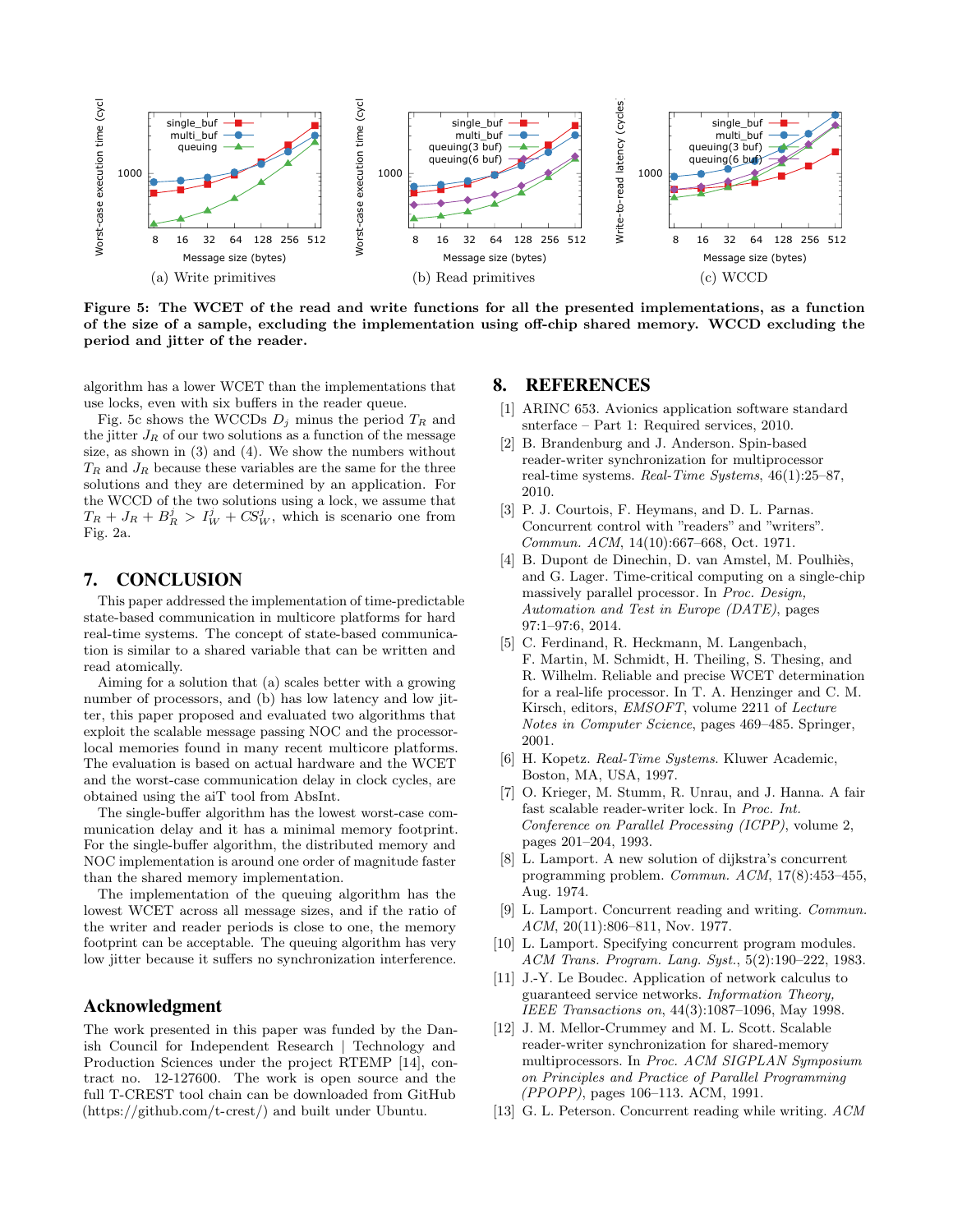(a) Write primitives

(b) Read primitives

(c) WCCD

**Figure 5: The WCET of the read and write functions for all the presented implementations, as a function of the size of a sample, excluding the implementation using off-chip shared memory. WCCD excluding the period and jitter of the reader.**

algorithm has a lower WCET than the implementations that use locks, even with six buffers in the reader queue.

Fig. 5c shows the WCCDs $D_j$ minus the period $T_R$ and the jitter $J_R$ of our two solutions as a function of the message size, as shown in (3) and (4). We show the numbers without $T_R$ and $J_R$ because these variables are the same for the three solutions and they are determined by an application. For the WCCD of the two solutions using a lock, we assume that $T_R + J_R + B_R^j > I_W^j + CS_W^j$, which is scenario one from Fig. 2a.

## 7. CONCLUSION

This paper addressed the implementation of time-predictable state-based communication in multicore platforms for hard real-time systems. The concept of state-based communication is similar to a shared variable that can be written and read atomically.

Aiming for a solution that (a) scales better with a growing number of processors, and (b) has low latency and low jitter, this paper proposed and evaluated two algorithms that exploit the scalable message passing NOC and the processor-local memories found in many recent multicore platforms. The evaluation is based on actual hardware and the WCET and the worst-case communication delay in clock cycles, are obtained using the aiT tool from AbsInt.

The single-buffer algorithm has the lowest worst-case communication delay and it has a minimal memory footprint. For the single-buffer algorithm, the distributed memory and NOC implementation is around one order of magnitude faster than the shared memory implementation.

The implementation of the queuing algorithm has the lowest WCET across all message sizes, and if the ratio of the writer and reader periods is close to one, the memory footprint can be acceptable. The queuing algorithm has very low jitter because it suffers no synchronization interference.

## Acknowledgment

The work presented in this paper was funded by the Danish Council for Independent Research | Technology and Production Sciences under the project RTEMP [14], contract no. 12-127600. The work is open source and the full T-CREST tool chain can be downloaded from GitHub (https://github.com/t-crest/) and built under Ubuntu.

## 8. REFERENCES

[1] ARINC 653. Avionics application software standard snterface – Part 1: Required services, 2010.

[2] B. Brandenburg and J. Anderson. Spin-based reader-writer synchronization for multiprocessor real-time systems. *Real-Time Systems*, 46(1):25–87, 2010.

[3] P. J. Courtois, F. Heymans, and D. L. Parnas. Concurrent control with "readers" and "writers". *Commun. ACM*, 14(10):667–668, Oct. 1971.

[4] B. Dupont de Dinechin, D. van Amstel, M. Poulhiès, and G. Lager. Time-critical computing on a single-chip massively parallel processor. In *Proc. Design, Automation and Test in Europe (DATE)*, pages 97:1–97:6, 2014.

[5] C. Ferdinand, R. Heckmann, M. Langenbach, F. Martin, M. Schmidt, H. Theiling, S. Thesing, and R. Wilhelm. Reliable and precise WCET determination for a real-life processor. In T. A. Henzinger and C. M. Kirsch, editors, *EMSOFT*, volume 2211 of *Lecture Notes in Computer Science*, pages 469–485. Springer, 2001.

[6] H. Kopetz. *Real-Time Systems*. Kluwer Academic, Boston, MA, USA, 1997.

[7] O. Krieger, M. Stumm, R. Unrau, and J. Hanna. A fair fast scalable reader-writer lock. In *Proc. Int. Conference on Parallel Processing (ICPP)*, volume 2, pages 201–204, 1993.

[8] L. Lamport. A new solution of dijkstra's concurrent programming problem. *Commun. ACM*, 17(8):453–455, Aug. 1974.

[9] L. Lamport. Concurrent reading and writing. *Commun. ACM*, 20(11):806–811, Nov. 1977.

[10] L. Lamport. Specifying concurrent program modules. *ACM Trans. Program. Lang. Syst.*, 5(2):190–222, 1983.

[11] J.-Y. Le Boudec. Application of network calculus to guaranteed service networks. *Information Theory, IEEE Transactions on*, 44(3):1087–1096, May 1998.

[12] J. M. Mellor-Crummey and M. L. Scott. Scalable reader-writer synchronization for shared-memory multiprocessors. In *Proc. ACM SIGPLAN Symposium on Principles and Practice of Parallel Programming (PPOPP)*, pages 106–113. ACM, 1991.

[13] G. L. Peterson. Concurrent reading while writing. *ACM*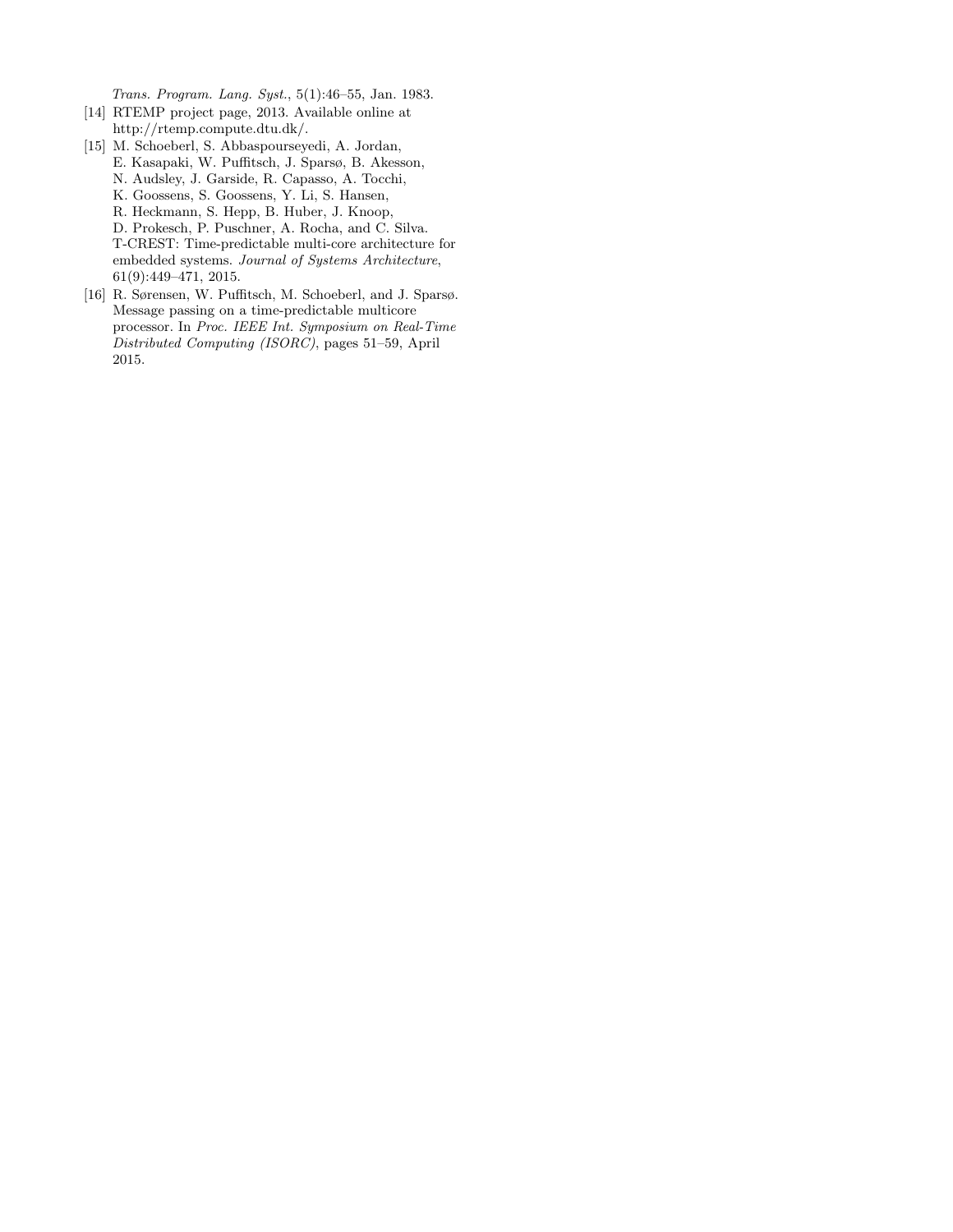*Trans. Program. Lang. Syst.*, 5(1):46–55, Jan. 1983.

[14] RTEMP project page, 2013. Available online at http://rtemp.compute.dtu.dk/.

[15] M. Schoeberl, S. Abbaspourseyedi, A. Jordan, E. Kasapaki, W. Puffitsch, J. Sparsø, B. Akesson, N. Audsley, J. Garside, R. Capasso, A. Tocchi, K. Goossens, S. Goossens, Y. Li, S. Hansen, R. Heckmann, S. Hepp, B. Huber, J. Knoop, D. Prokesch, P. Puschner, A. Rocha, and C. Silva. T-CREST: Time-predictable multi-core architecture for embedded systems. *Journal of Systems Architecture*, 61(9):449–471, 2015.

[16] R. Sørensen, W. Puffitsch, M. Schoeberl, and J. Sparsø. Message passing on a time-predictable multicore processor. In *Proc. IEEE Int. Symposium on Real-Time Distributed Computing (ISORC)*, pages 51–59, April 2015.